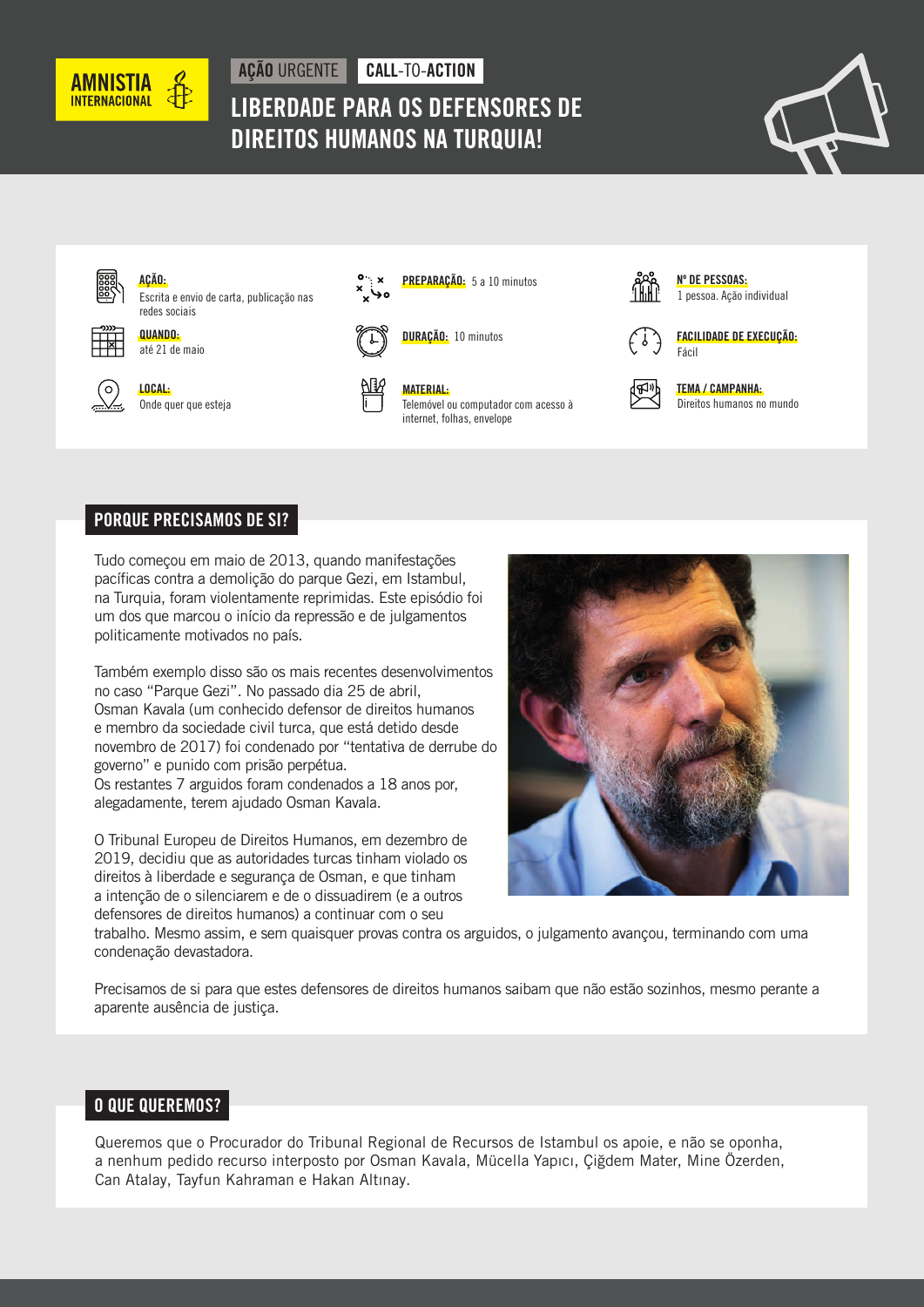AMNISTIA INTERNACIONAL

AÇÃO URGENTE | CALL-TO-ACTION

# LIBERDADE PARA OS DEFENSORES DE DIREITOS HUMANOS NA TURQUIA!

**AÇÃO:** Escrita e envio de carta, publicação nas redes sociais

**QUANDO:** até 21 de maio

**LOCAL:** Onde quer que esteja

**PREPARAÇÃO:** 5 a 10 minutos

**DURAÇÃO:** 10 minutos

**MATERIAL:** Telemóvel ou computador com acesso à internet, folhas, envelope

**Nº DE PESSOAS:** 1 pessoa. Ação individual

**FACILIDADE DE EXECUÇÃO:** Fácil

**TEMA / CAMPANHA:** Direitos humanos no mundo

## PORQUE PRECISAMOS DE SI?

Tudo começou em maio de 2013, quando manifestações pacíficas contra a demolição do parque Gezi, em Istambul, na Turquia, foram violentamente reprimidas. Este episódio foi um dos que marcou o início da repressão e de julgamentos politicamente motivados no país.

Também exemplo disso são os mais recentes desenvolvimentos no caso "Parque Gezi". No passado dia 25 de abril, Osman Kavala (um conhecido defensor de direitos humanos e membro da sociedade civil turca, que está detido desde novembro de 2017) foi condenado por "tentativa de derrube do governo" e punido com prisão perpétua.
Os restantes 7 arguidos foram condenados a 18 anos por, alegadamente, terem ajudado Osman Kavala.

O Tribunal Europeu de Direitos Humanos, em dezembro de 2019, decidiu que as autoridades turcas tinham violado os direitos à liberdade e segurança de Osman, e que tinham a intenção de o silenciarem e de o dissuadirem (e a outros defensores de direitos humanos) a continuar com o seu trabalho. Mesmo assim, e sem quaisquer provas contra os arguidos, o julgamento avançou, terminando com uma condenação devastadora.

Precisamos de si para que estes defensores de direitos humanos saibam que não estão sozinhos, mesmo perante a aparente ausência de justiça.

## O QUE QUEREMOS?

Queremos que o Procurador do Tribunal Regional de Recursos de Istambul os apoie, e não se oponha, a nenhum pedido recurso interposto por Osman Kavala, Mücella Yapıcı, Çiğdem Mater, Mine Özerden, Can Atalay, Tayfun Kahraman e Hakan Altınay.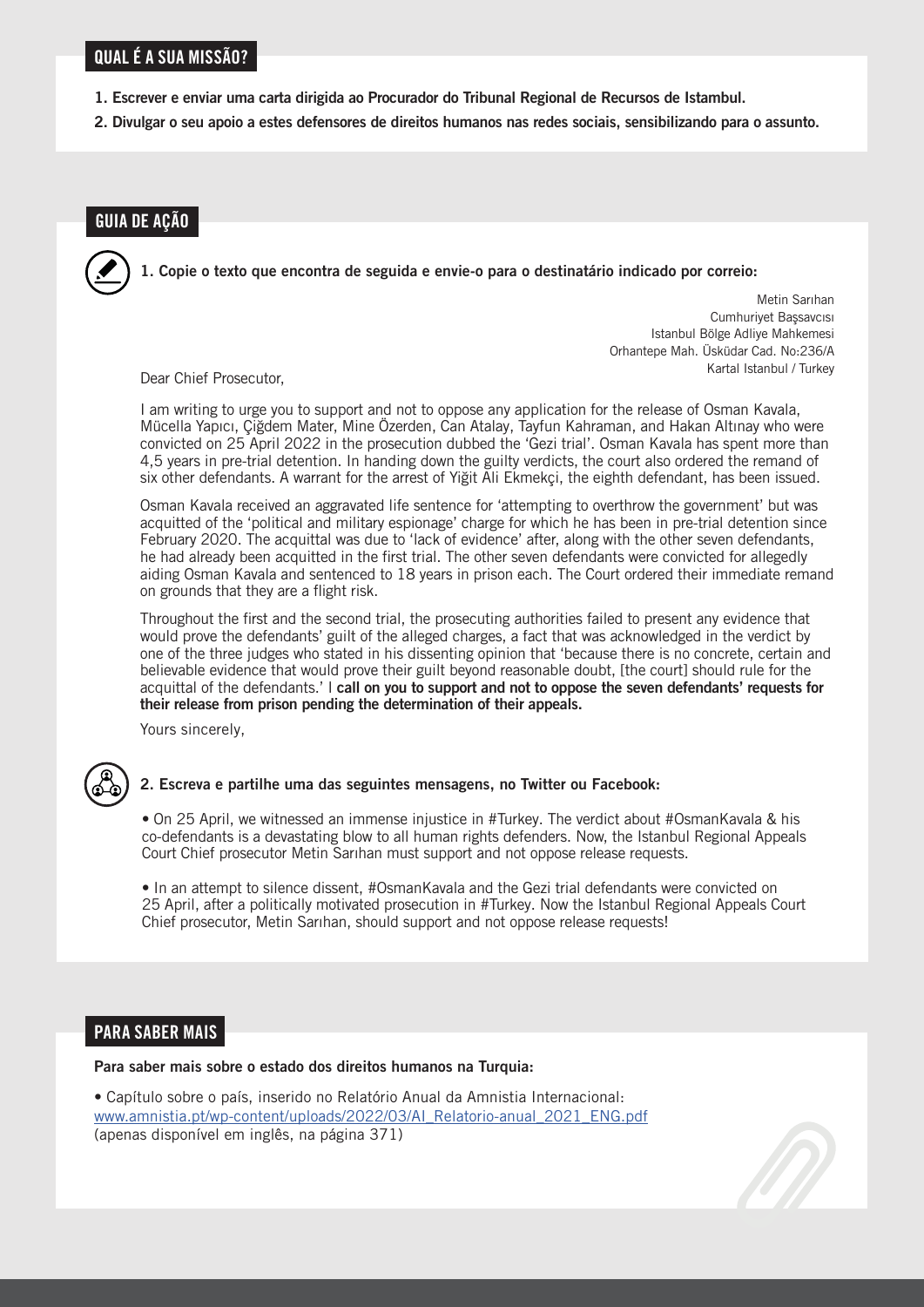## QUAL É A SUA MISSÃO?

1. Escrever e enviar uma carta dirigida ao Procurador do Tribunal Regional de Recursos de Istambul.
2. Divulgar o seu apoio a estes defensores de direitos humanos nas redes sociais, sensibilizando para o assunto.

## GUIA DE AÇÃO

**1. Copie o texto que encontra de seguida e envie-o para o destinatário indicado por correio:**

Metin Sarıhan
Cumhuriyet Başsavcısı
Istanbul Bölge Adliye Mahkemesi
Orhantepe Mah. Üsküdar Cad. No:236/A
Kartal Istanbul / Turkey

Dear Chief Prosecutor,

I am writing to urge you to support and not to oppose any application for the release of Osman Kavala, Mücella Yapıcı, Çiğdem Mater, Mine Özerden, Can Atalay, Tayfun Kahraman, and Hakan Altınay who were convicted on 25 April 2022 in the prosecution dubbed the 'Gezi trial'. Osman Kavala has spent more than 4,5 years in pre-trial detention. In handing down the guilty verdicts, the court also ordered the remand of six other defendants. A warrant for the arrest of Yiğit Ali Ekmekçi, the eighth defendant, has been issued.

Osman Kavala received an aggravated life sentence for 'attempting to overthrow the government' but was acquitted of the 'political and military espionage' charge for which he has been in pre-trial detention since February 2020. The acquittal was due to 'lack of evidence' after, along with the other seven defendants, he had already been acquitted in the first trial. The other seven defendants were convicted for allegedly aiding Osman Kavala and sentenced to 18 years in prison each. The Court ordered their immediate remand on grounds that they are a flight risk.

Throughout the first and the second trial, the prosecuting authorities failed to present any evidence that would prove the defendants' guilt of the alleged charges, a fact that was acknowledged in the verdict by one of the three judges who stated in his dissenting opinion that 'because there is no concrete, certain and believable evidence that would prove their guilt beyond reasonable doubt, [the court] should rule for the acquittal of the defendants.' I **call on you to support and not to oppose the seven defendants' requests for their release from prison pending the determination of their appeals.**

Yours sincerely,

**2. Escreva e partilhe uma das seguintes mensagens, no Twitter ou Facebook:**

- On 25 April, we witnessed an immense injustice in #Turkey. The verdict about #OsmanKavala & his co-defendants is a devastating blow to all human rights defenders. Now, the Istanbul Regional Appeals Court Chief prosecutor Metin Sarıhan must support and not oppose release requests.

- In an attempt to silence dissent, #OsmanKavala and the Gezi trial defendants were convicted on 25 April, after a politically motivated prosecution in #Turkey. Now the Istanbul Regional Appeals Court Chief prosecutor, Metin Sarıhan, should support and not oppose release requests!

## PARA SABER MAIS

**Para saber mais sobre o estado dos direitos humanos na Turquia:**

- Capítulo sobre o país, inserido no Relatório Anual da Amnistia Internacional: [www.amnistia.pt/wp-content/uploads/2022/03/AI_Relatorio-anual_2021_ENG.pdf](www.amnistia.pt/wp-content/uploads/2022/03/AI_Relatorio-anual_2021_ENG.pdf) (apenas disponível em inglês, na página 371)